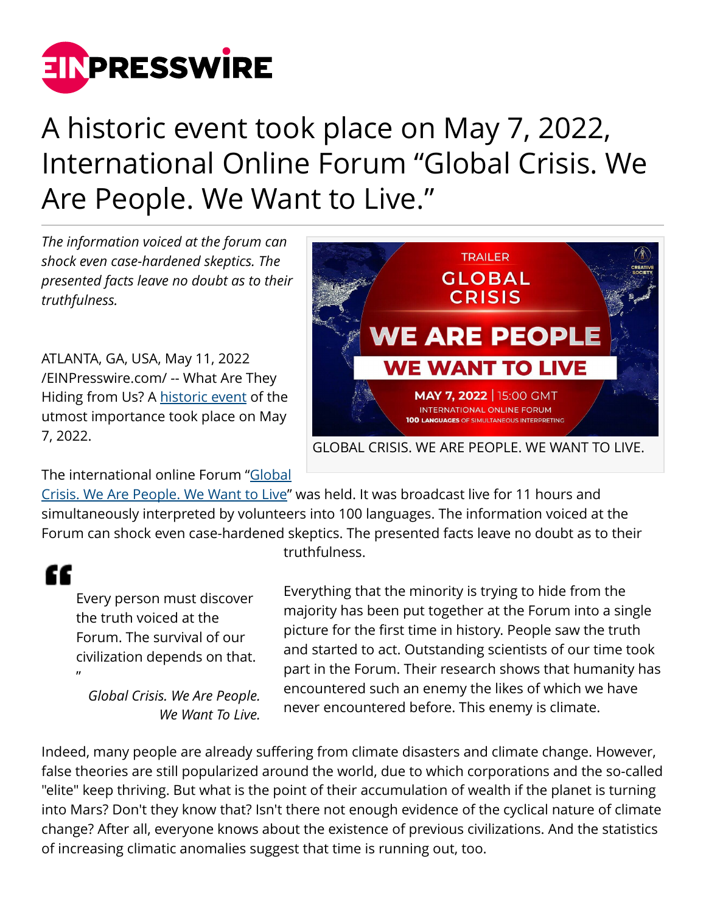# A historic event took place on May 7, 2022, International Online Forum "Global Crisis. We Are People. We Want to Live."

*The information voiced at the forum can shock even case-hardened skeptics. The presented facts leave no doubt as to their truthfulness.*

ATLANTA, GA, USA, May 11, 2022 /EINPresswire.com/ -- What Are They Hiding from Us? A historic event of the utmost importance took place on May 7, 2022.

GLOBAL CRISIS. WE ARE PEOPLE. WE WANT TO LIVE.

The international online Forum "Global Crisis. We Are People. We Want to Live" was held. It was broadcast live for 11 hours and simultaneously interpreted by volunteers into 100 languages. The information voiced at the Forum can shock even case-hardened skeptics. The presented facts leave no doubt as to their truthfulness.

> Every person must discover the truth voiced at the Forum. The survival of our civilization depends on that."
>
> *Global Crisis. We Are People. We Want To Live.*

Everything that the minority is trying to hide from the majority has been put together at the Forum into a single picture for the first time in history. People saw the truth and started to act. Outstanding scientists of our time took part in the Forum. Their research shows that humanity has encountered such an enemy the likes of which we have never encountered before. This enemy is climate.

Indeed, many people are already suffering from climate disasters and climate change. However, false theories are still popularized around the world, due to which corporations and the so-called "elite" keep thriving. But what is the point of their accumulation of wealth if the planet is turning into Mars? Don't they know that? Isn't there not enough evidence of the cyclical nature of climate change? After all, everyone knows about the existence of previous civilizations. And the statistics of increasing climatic anomalies suggest that time is running out, too.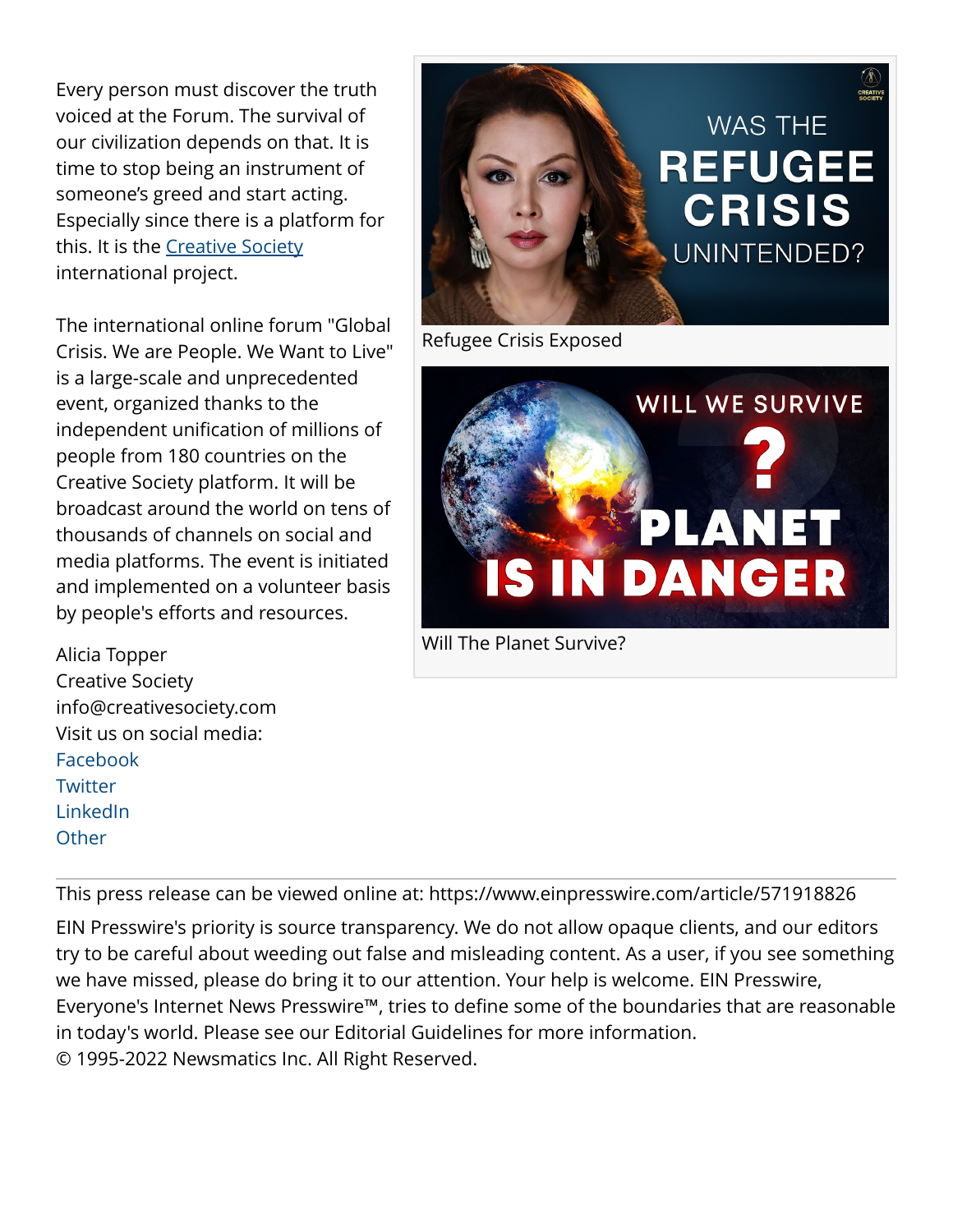Every person must discover the truth voiced at the Forum. The survival of our civilization depends on that. It is time to stop being an instrument of someone's greed and start acting. Especially since there is a platform for this. It is the [Creative Society](#) international project.

The international online forum "Global Crisis. We are People. We Want to Live" is a large-scale and unprecedented event, organized thanks to the independent unification of millions of people from 180 countries on the Creative Society platform. It will be broadcast around the world on tens of thousands of channels on social and media platforms. The event is initiated and implemented on a volunteer basis by people's efforts and resources.

Alicia Topper
Creative Society
info@creativesociety.com
Visit us on social media:
Facebook
Twitter
LinkedIn
Other

Refugee Crisis Exposed

Will The Planet Survive?

---

This press release can be viewed online at: https://www.einpresswire.com/article/571918826

EIN Presswire's priority is source transparency. We do not allow opaque clients, and our editors try to be careful about weeding out false and misleading content. As a user, if you see something we have missed, please do bring it to our attention. Your help is welcome. EIN Presswire, Everyone's Internet News Presswire™, tries to define some of the boundaries that are reasonable in today's world. Please see our Editorial Guidelines for more information.
© 1995-2022 Newsmatics Inc. All Right Reserved.